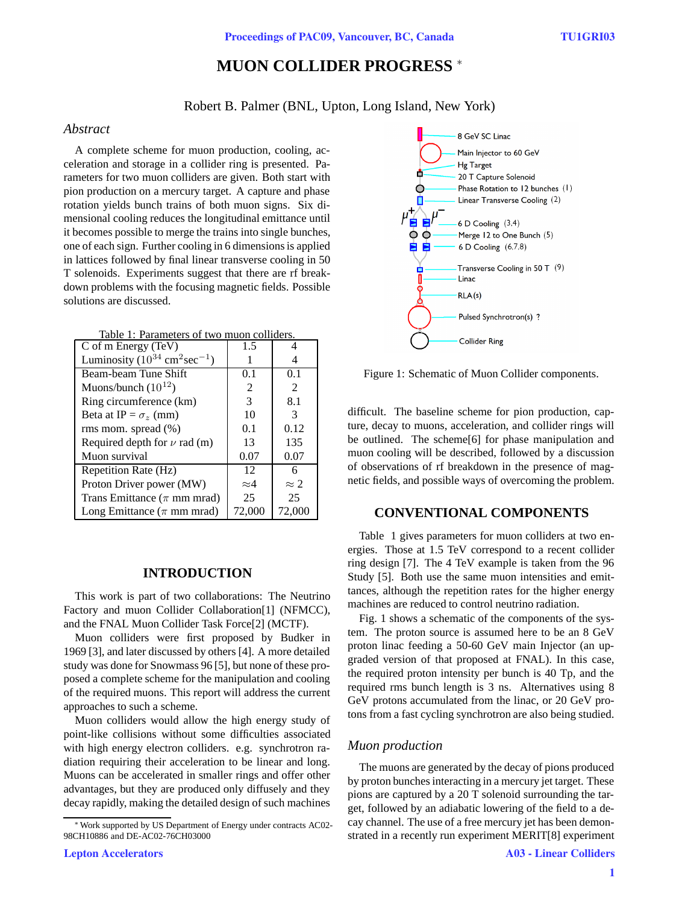# MUON COLLIDER PROGRESS *

Robert B. Palmer (BNL, Upton, Long Island, New York)

## *Abstract*

A complete scheme for muon production, cooling, acceleration and storage in a collider ring is presented. Parameters for two muon colliders are given. Both start with pion production on a mercury target. A capture and phase rotation yields bunch trains of both muon signs. Six dimensional cooling reduces the longitudinal emittance until it becomes possible to merge the trains into single bunches, one of each sign. Further cooling in 6 dimensions is applied in lattices followed by final linear transverse cooling in 50 T solenoids. Experiments suggest that there are rf breakdown problems with the focusing magnetic fields. Possible solutions are discussed.

Table 1: Parameters of two muon colliders.

| | | |
|---|---|---|
| C of m Energy (TeV) | 1.5 | 4 |
| Luminosity ($10^{34}$ cm$^2$sec$^{-1}$) | 1 | 4 |
| Beam-beam Tune Shift | 0.1 | 0.1 |
| Muons/bunch ($10^{12}$) | 2 | 2 |
| Ring circumference (km) | 3 | 8.1 |
| Beta at IP = $\sigma_z$ (mm) | 10 | 3 |
| rms mom. spread (%) | 0.1 | 0.12 |
| Required depth for $\nu$ rad (m) | 13 | 135 |
| Muon survival | 0.07 | 0.07 |
| Repetition Rate (Hz) | 12 | 6 |
| Proton Driver power (MW) | ≈4 | ≈ 2 |
| Trans Emittance ($\pi$ mm mrad) | 25 | 25 |
| Long Emittance ($\pi$ mm mrad) | 72,000 | 72,000 |

## INTRODUCTION

This work is part of two collaborations: The Neutrino Factory and muon Collider Collaboration[1] (NFMCC), and the FNAL Muon Collider Task Force[2] (MCTF).

Muon colliders were first proposed by Budker in 1969 [3], and later discussed by others [4]. A more detailed study was done for Snowmass 96 [5], but none of these proposed a complete scheme for the manipulation and cooling of the required muons. This report will address the current approaches to such a scheme.

Muon colliders would allow the high energy study of point-like collisions without some difficulties associated with high energy electron colliders. e.g. synchrotron radiation requiring their acceleration to be linear and long. Muons can be accelerated in smaller rings and offer other advantages, but they are produced only diffusely and they decay rapidly, making the detailed design of such machines difficult. The baseline scheme for pion production, capture, decay to muons, acceleration, and collider rings will be outlined. The scheme[6] for phase manipulation and muon cooling will be described, followed by a discussion of observations of rf breakdown in the presence of magnetic fields, and possible ways of overcoming the problem.

\* Work supported by US Department of Energy under contracts AC02-98CH10886 and DE-AC02-76CH03000

8 GeV SC Linac
Main Injector to 60 GeV
Hg Target
20 T Capture Solenoid
Phase Rotation to 12 bunches (1)
Linear Transverse Cooling (2)
$\mu^+$ $\mu^-$
6 D Cooling (3,4)
Merge 12 to One Bunch (5)
6 D Cooling (6,7,8)
Transverse Cooling in 50 T (9)
Linac
RLA(s)
Pulsed Synchrotron(s) ?
Collider Ring

Figure 1: Schematic of Muon Collider components.

## CONVENTIONAL COMPONENTS

Table 1 gives parameters for muon colliders at two energies. Those at 1.5 TeV correspond to a recent collider ring design [7]. The 4 TeV example is taken from the 96 Study [5]. Both use the same muon intensities and emittances, although the repetition rates for the higher energy machines are reduced to control neutrino radiation.

Fig. 1 shows a schematic of the components of the system. The proton source is assumed here to be an 8 GeV proton linac feeding a 50-60 GeV main Injector (an upgraded version of that proposed at FNAL). In this case, the required proton intensity per bunch is 40 Tp, and the required rms bunch length is 3 ns. Alternatives using 8 GeV protons accumulated from the linac, or 20 GeV protons from a fast cycling synchrotron are also being studied.

### *Muon production*

The muons are generated by the decay of pions produced by proton bunches interacting in a mercury jet target. These pions are captured by a 20 T solenoid surrounding the target, followed by an adiabatic lowering of the field to a decay channel. The use of a free mercury jet has been demonstrated in a recently run experiment MERIT[8] experiment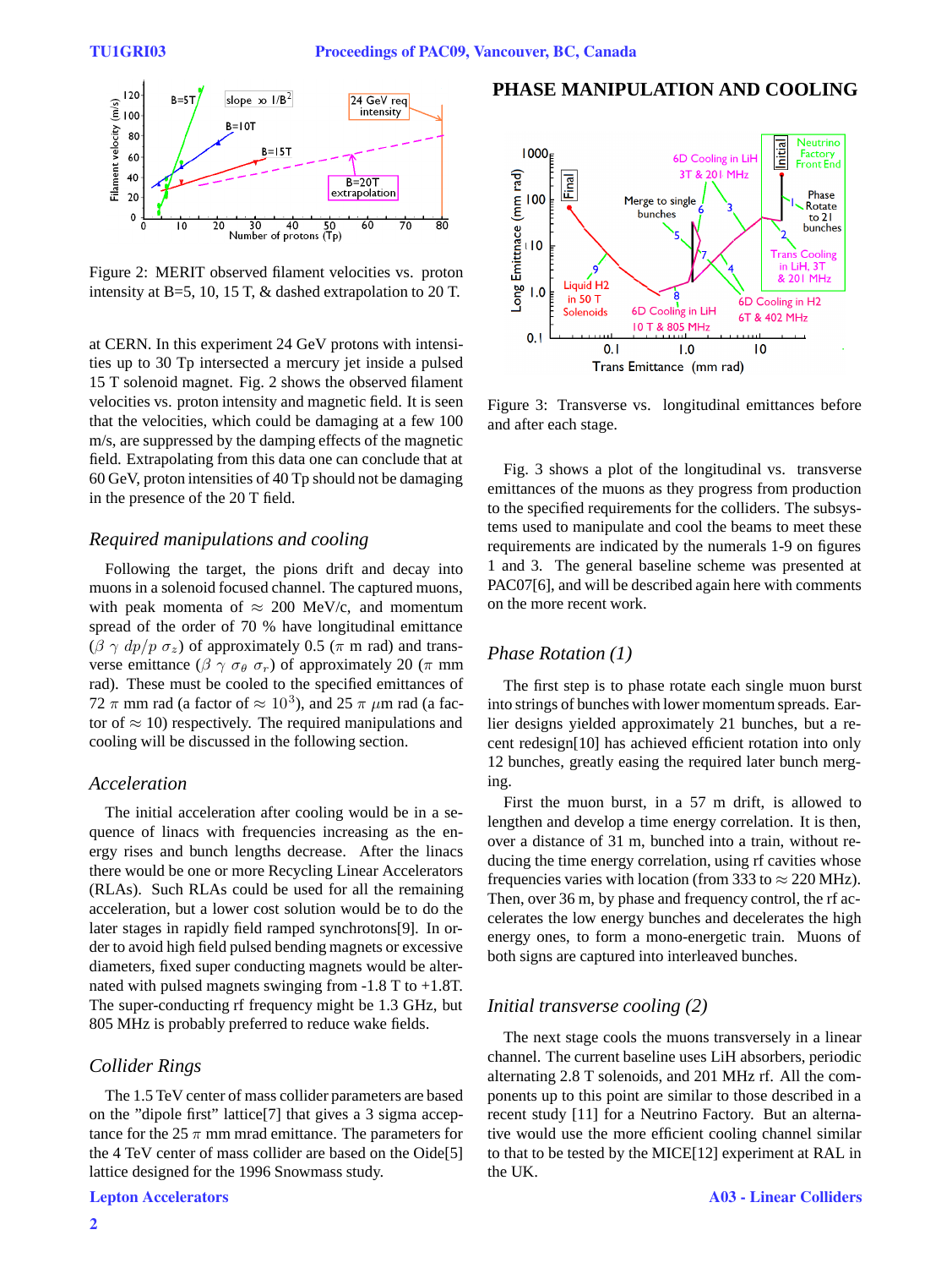Figure 2: MERIT observed filament velocities vs. proton intensity at B=5, 10, 15 T, & dashed extrapolation to 20 T.

at CERN. In this experiment 24 GeV protons with intensities up to 30 Tp intersected a mercury jet inside a pulsed 15 T solenoid magnet. Fig. 2 shows the observed filament velocities vs. proton intensity and magnetic field. It is seen that the velocities, which could be damaging at a few 100 m/s, are suppressed by the damping effects of the magnetic field. Extrapolating from this data one can conclude that at 60 GeV, proton intensities of 40 Tp should not be damaging in the presence of the 20 T field.

### *Required manipulations and cooling*

Following the target, the pions drift and decay into muons in a solenoid focused channel. The captured muons, with peak momenta of $\approx$ 200 MeV/c, and momentum spread of the order of 70 % have longitudinal emittance ($\beta\ \gamma\ dp/p\ \sigma_z$) of approximately 0.5 ($\pi$ m rad) and transverse emittance ($\beta\ \gamma\ \sigma_\theta\ \sigma_r$) of approximately 20 ($\pi$ mm rad). These must be cooled to the specified emittances of 72 $\pi$ mm rad (a factor of $\approx 10^3$), and 25 $\pi$ $\mu$m rad (a factor of $\approx$ 10) respectively. The required manipulations and cooling will be discussed in the following section.

### *Acceleration*

The initial acceleration after cooling would be in a sequence of linacs with frequencies increasing as the energy rises and bunch lengths decrease. After the linacs there would be one or more Recycling Linear Accelerators (RLAs). Such RLAs could be used for all the remaining acceleration, but a lower cost solution would be to do the later stages in rapidly field ramped synchrotrons[9]. In order to avoid high field pulsed bending magnets or excessive diameters, fixed super conducting magnets would be alternated with pulsed magnets swinging from -1.8 T to +1.8T. The super-conducting rf frequency might be 1.3 GHz, but 805 MHz is probably preferred to reduce wake fields.

### *Collider Rings*

The 1.5 TeV center of mass collider parameters are based on the "dipole first" lattice[7] that gives a 3 sigma acceptance for the 25 $\pi$ mm mrad emittance. The parameters for the 4 TeV center of mass collider are based on the Oide[5] lattice designed for the 1996 Snowmass study.

## PHASE MANIPULATION AND COOLING

Figure 3: Transverse vs. longitudinal emittances before and after each stage.

Fig. 3 shows a plot of the longitudinal vs. transverse emittances of the muons as they progress from production to the specified requirements for the colliders. The subsystems used to manipulate and cool the beams to meet these requirements are indicated by the numerals 1-9 on figures 1 and 3. The general baseline scheme was presented at PAC07[6], and will be described again here with comments on the more recent work.

### *Phase Rotation (1)*

The first step is to phase rotate each single muon burst into strings of bunches with lower momentum spreads. Earlier designs yielded approximately 21 bunches, but a recent redesign[10] has achieved efficient rotation into only 12 bunches, greatly easing the required later bunch merging.

First the muon burst, in a 57 m drift, is allowed to lengthen and develop a time energy correlation. It is then, over a distance of 31 m, bunched into a train, without reducing the time energy correlation, using rf cavities whose frequencies varies with location (from 333 to $\approx$ 220 MHz). Then, over 36 m, by phase and frequency control, the rf accelerates the low energy bunches and decelerates the high energy ones, to form a mono-energetic train. Muons of both signs are captured into interleaved bunches.

### *Initial transverse cooling (2)*

The next stage cools the muons transversely in a linear channel. The current baseline uses LiH absorbers, periodic alternating 2.8 T solenoids, and 201 MHz rf. All the components up to this point are similar to those described in a recent study [11] for a Neutrino Factory. But an alternative would use the more efficient cooling channel similar to that to be tested by the MICE[12] experiment at RAL in the UK.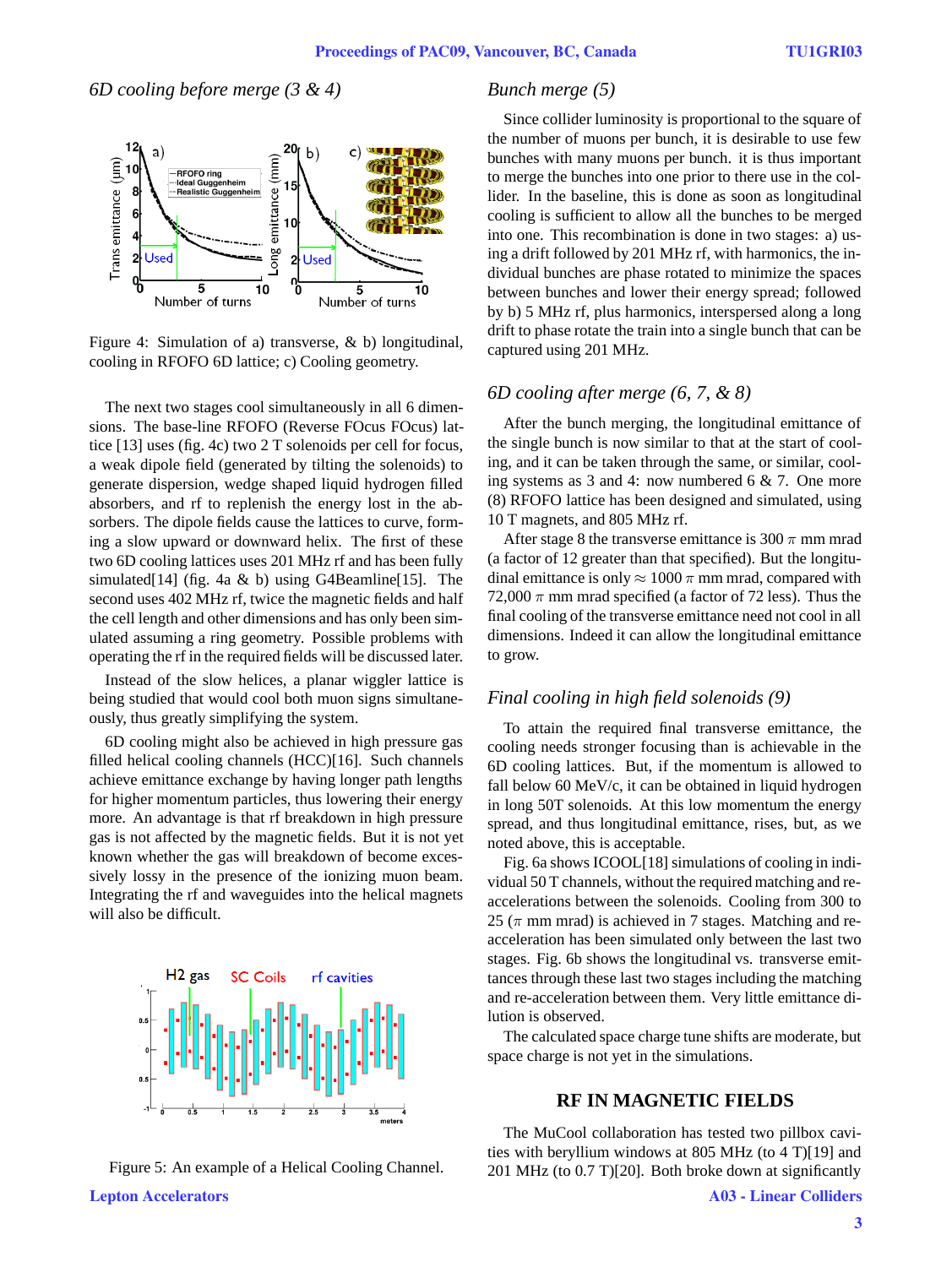### 6D cooling before merge (3 & 4)

Figure 4: Simulation of a) transverse, & b) longitudinal, cooling in RFOFO 6D lattice; c) Cooling geometry.

The next two stages cool simultaneously in all 6 dimensions. The base-line RFOFO (Reverse FOcus FOcus) lattice [13] uses (fig. 4c) two 2 T solenoids per cell for focus, a weak dipole field (generated by tilting the solenoids) to generate dispersion, wedge shaped liquid hydrogen filled absorbers, and rf to replenish the energy lost in the absorbers. The dipole fields cause the lattices to curve, forming a slow upward or downward helix. The first of these two 6D cooling lattices uses 201 MHz rf and has been fully simulated[14] (fig. 4a & b) using G4Beamline[15]. The second uses 402 MHz rf, twice the magnetic fields and half the cell length and other dimensions and has only been simulated assuming a ring geometry. Possible problems with operating the rf in the required fields will be discussed later.

Instead of the slow helices, a planar wiggler lattice is being studied that would cool both muon signs simultaneously, thus greatly simplifying the system.

6D cooling might also be achieved in high pressure gas filled helical cooling channels (HCC)[16]. Such channels achieve emittance exchange by having longer path lengths for higher momentum particles, thus lowering their energy more. An advantage is that rf breakdown in high pressure gas is not affected by the magnetic fields. But it is not yet known whether the gas will breakdown of become excessively lossy in the presence of the ionizing muon beam. Integrating the rf and waveguides into the helical magnets will also be difficult.

Figure 5: An example of a Helical Cooling Channel.

### Bunch merge (5)

Since collider luminosity is proportional to the square of the number of muons per bunch, it is desirable to use few bunches with many muons per bunch. it is thus important to merge the bunches into one prior to there use in the collider. In the baseline, this is done as soon as longitudinal cooling is sufficient to allow all the bunches to be merged into one. This recombination is done in two stages: a) using a drift followed by 201 MHz rf, with harmonics, the individual bunches are phase rotated to minimize the spaces between bunches and lower their energy spread; followed by b) 5 MHz rf, plus harmonics, interspersed along a long drift to phase rotate the train into a single bunch that can be captured using 201 MHz.

### 6D cooling after merge (6, 7, & 8)

After the bunch merging, the longitudinal emittance of the single bunch is now similar to that at the start of cooling, and it can be taken through the same, or similar, cooling systems as 3 and 4: now numbered 6 & 7. One more (8) RFOFO lattice has been designed and simulated, using 10 T magnets, and 805 MHz rf.

After stage 8 the transverse emittance is 300 $\pi$ mm mrad (a factor of 12 greater than that specified). But the longitudinal emittance is only $\approx$ 1000 $\pi$ mm mrad, compared with 72,000 $\pi$ mm mrad specified (a factor of 72 less). Thus the final cooling of the transverse emittance need not cool in all dimensions. Indeed it can allow the longitudinal emittance to grow.

### Final cooling in high field solenoids (9)

To attain the required final transverse emittance, the cooling needs stronger focusing than is achievable in the 6D cooling lattices. But, if the momentum is allowed to fall below 60 MeV/c, it can be obtained in liquid hydrogen in long 50T solenoids. At this low momentum the energy spread, and thus longitudinal emittance, rises, but, as we noted above, this is acceptable.

Fig. 6a shows ICOOL[18] simulations of cooling in individual 50 T channels, without the required matching and re-accelerations between the solenoids. Cooling from 300 to 25 ($\pi$ mm mrad) is achieved in 7 stages. Matching and re-acceleration has been simulated only between the last two stages. Fig. 6b shows the longitudinal vs. transverse emittances through these last two stages including the matching and re-acceleration between them. Very little emittance dilution is observed.

The calculated space charge tune shifts are moderate, but space charge is not yet in the simulations.

## RF IN MAGNETIC FIELDS

The MuCool collaboration has tested two pillbox cavities with beryllium windows at 805 MHz (to 4 T)[19] and 201 MHz (to 0.7 T)[20]. Both broke down at significantly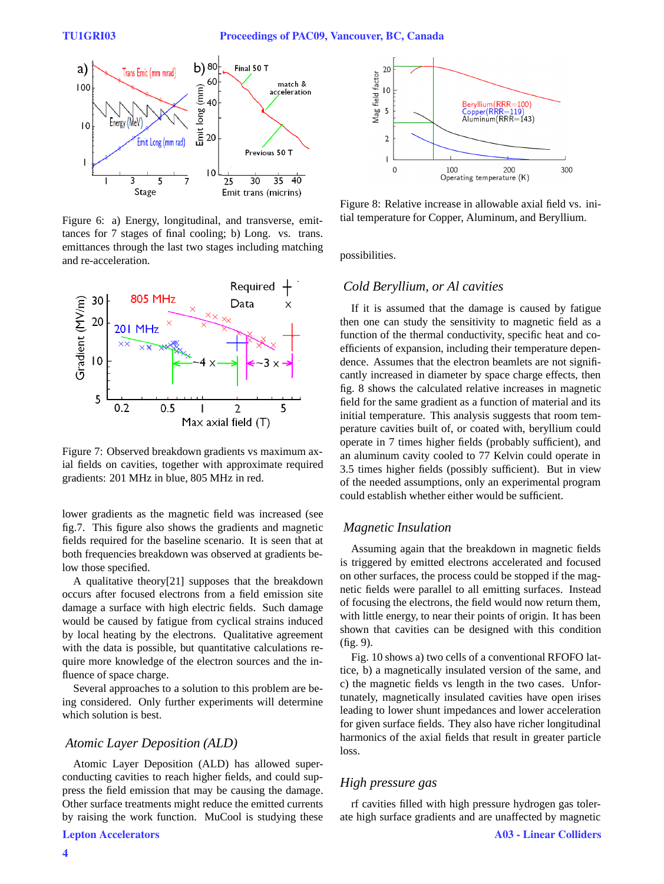Figure 6: a) Energy, longitudinal, and transverse, emittances for 7 stages of final cooling; b) Long. vs. trans. emittances through the last two stages including matching and re-acceleration.

Figure 7: Observed breakdown gradients vs maximum axial fields on cavities, together with approximate required gradients: 201 MHz in blue, 805 MHz in red.

lower gradients as the magnetic field was increased (see fig.7. This figure also shows the gradients and magnetic fields required for the baseline scenario. It is seen that at both frequencies breakdown was observed at gradients below those specified.

A qualitative theory[21] supposes that the breakdown occurs after focused electrons from a field emission site damage a surface with high electric fields. Such damage would be caused by fatigue from cyclical strains induced by local heating by the electrons. Qualitative agreement with the data is possible, but quantitative calculations require more knowledge of the electron sources and the influence of space charge.

Several approaches to a solution to this problem are being considered. Only further experiments will determine which solution is best.

### *Atomic Layer Deposition (ALD)*

Atomic Layer Deposition (ALD) has allowed superconducting cavities to reach higher fields, and could suppress the field emission that may be causing the damage. Other surface treatments might reduce the emitted currents by raising the work function. MuCool is studying these possibilities.

Figure 8: Relative increase in allowable axial field vs. initial temperature for Copper, Aluminum, and Beryllium.

### *Cold Beryllium, or Al cavities*

If it is assumed that the damage is caused by fatigue then one can study the sensitivity to magnetic field as a function of the thermal conductivity, specific heat and coefficients of expansion, including their temperature dependence. Assumes that the electron beamlets are not significantly increased in diameter by space charge effects, then fig. 8 shows the calculated relative increases in magnetic field for the same gradient as a function of material and its initial temperature. This analysis suggests that room temperature cavities built of, or coated with, beryllium could operate in 7 times higher fields (probably sufficient), and an aluminum cavity cooled to 77 Kelvin could operate in 3.5 times higher fields (possibly sufficient). But in view of the needed assumptions, only an experimental program could establish whether either would be sufficient.

### *Magnetic Insulation*

Assuming again that the breakdown in magnetic fields is triggered by emitted electrons accelerated and focused on other surfaces, the process could be stopped if the magnetic fields were parallel to all emitting surfaces. Instead of focusing the electrons, the field would now return them, with little energy, to near their points of origin. It has been shown that cavities can be designed with this condition (fig. 9).

Fig. 10 shows a) two cells of a conventional RFOFO lattice, b) a magnetically insulated version of the same, and c) the magnetic fields vs length in the two cases. Unfortunately, magnetically insulated cavities have open irises leading to lower shunt impedances and lower acceleration for given surface fields. They also have richer longitudinal harmonics of the axial fields that result in greater particle loss.

### *High pressure gas*

rf cavities filled with high pressure hydrogen gas tolerate high surface gradients and are unaffected by magnetic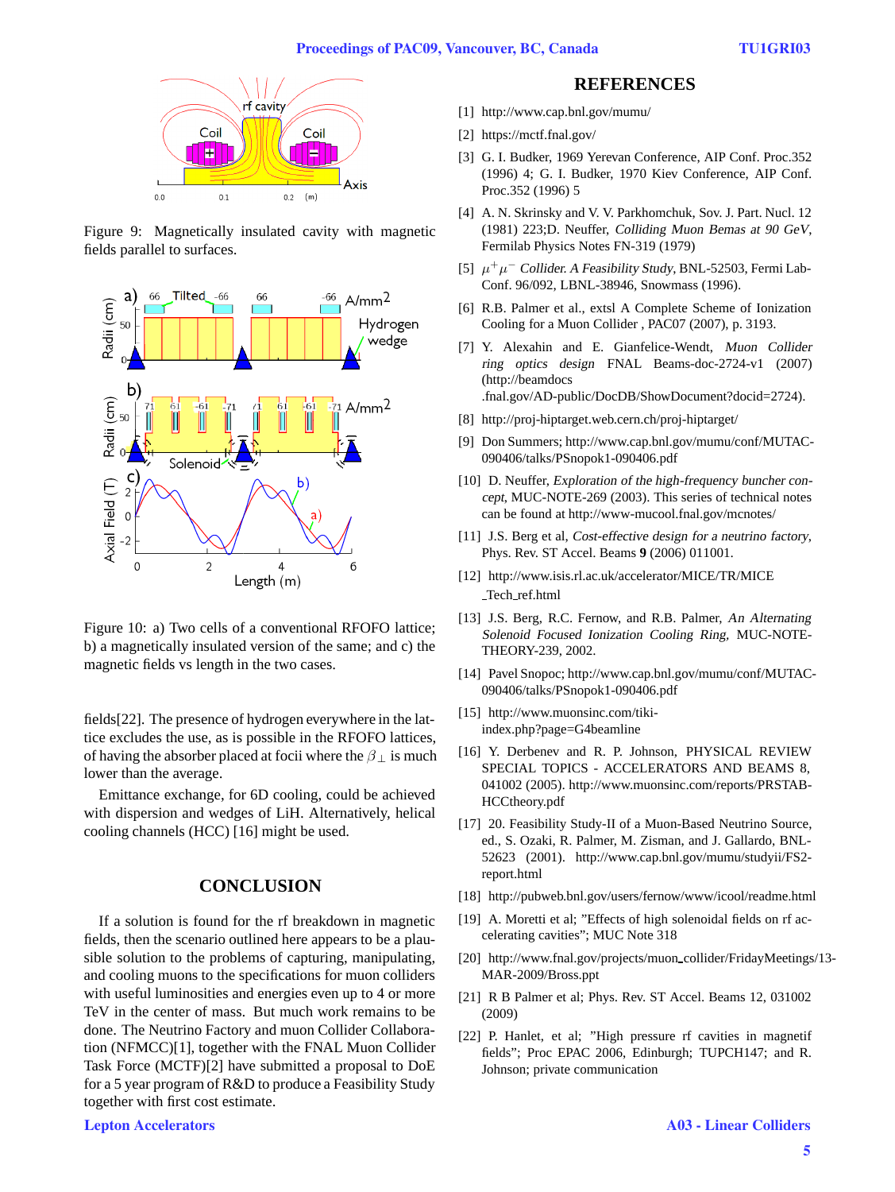rf cavity

Coil

Coil

Axis

0.0

0.1

0.2 (m)

Figure 9: Magnetically insulated cavity with magnetic fields parallel to surfaces.

a) 66 Tilted -66 66 -66 A/mm2

Radii (cm)

50

0

Hydrogen wedge

b) 71 61 -61 -71 71 61 -61 -71 A/mm2

Radii (cm)

50

0

Solenoid

c)

b)

a)

Axial Field (T)

2

0

-2

0 2 4 6

Length (m)

Figure 10: a) Two cells of a conventional RFOFO lattice; b) a magnetically insulated version of the same; and c) the magnetic fields vs length in the two cases.

fields[22]. The presence of hydrogen everywhere in the lattice excludes the use, as is possible in the RFOFO lattices, of having the absorber placed at focii where the $\beta_\perp$ is much lower than the average.

Emittance exchange, for 6D cooling, could be achieved with dispersion and wedges of LiH. Alternatively, helical cooling channels (HCC) [16] might be used.

## CONCLUSION

If a solution is found for the rf breakdown in magnetic fields, then the scenario outlined here appears to be a plausible solution to the problems of capturing, manipulating, and cooling muons to the specifications for muon colliders with useful luminosities and energies even up to 4 or more TeV in the center of mass. But much work remains to be done. The Neutrino Factory and muon Collider Collaboration (NFMCC)[1], together with the FNAL Muon Collider Task Force (MCTF)[2] have submitted a proposal to DoE for a 5 year program of R&D to produce a Feasibility Study together with first cost estimate.

## REFERENCES

[1] http://www.cap.bnl.gov/mumu/

[2] https://mctf.fnal.gov/

[3] G. I. Budker, 1969 Yerevan Conference, AIP Conf. Proc.352 (1996) 4; G. I. Budker, 1970 Kiev Conference, AIP Conf. Proc.352 (1996) 5

[4] A. N. Skrinsky and V. V. Parkhomchuk, Sov. J. Part. Nucl. 12 (1981) 223;D. Neuffer, *Colliding Muon Bemas at 90 GeV*, Fermilab Physics Notes FN-319 (1979)

[5] $\mu^+\mu^-$ *Collider. A Feasibility Study*, BNL-52503, Fermi Lab-Conf. 96/092, LBNL-38946, Snowmass (1996).

[6] R.B. Palmer et al., extsl A Complete Scheme of Ionization Cooling for a Muon Collider , PAC07 (2007), p. 3193.

[7] Y. Alexahin and E. Gianfelice-Wendt, *Muon Collider ring optics design* FNAL Beams-doc-2724-v1 (2007) (http://beamdocs .fnal.gov/AD-public/DocDB/ShowDocument?docid=2724).

[8] http://proj-hiptarget.web.cern.ch/proj-hiptarget/

[9] Don Summers; http://www.cap.bnl.gov/mumu/conf/MUTAC-090406/talks/PSnopok1-090406.pdf

[10] D. Neuffer, *Exploration of the high-frequency buncher concept*, MUC-NOTE-269 (2003). This series of technical notes can be found at http://www-mucool.fnal.gov/mcnotes/

[11] J.S. Berg et al, *Cost-effective design for a neutrino factory*, Phys. Rev. ST Accel. Beams **9** (2006) 011001.

[12] http://www.isis.rl.ac.uk/accelerator/MICE/TR/MICE _Tech_ref.html

[13] J.S. Berg, R.C. Fernow, and R.B. Palmer, *An Alternating Solenoid Focused Ionization Cooling Ring*, MUC-NOTE-THEORY-239, 2002.

[14] Pavel Snopoc; http://www.cap.bnl.gov/mumu/conf/MUTAC-090406/talks/PSnopok1-090406.pdf

[15] http://www.muonsinc.com/tiki-index.php?page=G4beamline

[16] Y. Derbenev and R. P. Johnson, PHYSICAL REVIEW SPECIAL TOPICS - ACCELERATORS AND BEAMS 8, 041002 (2005). http://www.muonsinc.com/reports/PRSTAB-HCCtheory.pdf

[17] 20. Feasibility Study-II of a Muon-Based Neutrino Source, ed., S. Ozaki, R. Palmer, M. Zisman, and J. Gallardo, BNL-52623 (2001). http://www.cap.bnl.gov/mumu/studyii/FS2-report.html

[18] http://pubweb.bnl.gov/users/fernow/www/icool/readme.html

[19] A. Moretti et al; "Effects of high solenoidal fields on rf accelerating cavities"; MUC Note 318

[20] http://www.fnal.gov/projects/muon_collider/FridayMeetings/13-MAR-2009/Bross.ppt

[21] R B Palmer et al; Phys. Rev. ST Accel. Beams 12, 031002 (2009)

[22] P. Hanlet, et al; "High pressure rf cavities in magnetif fields"; Proc EPAC 2006, Edinburgh; TUPCH147; and R. Johnson; private communication